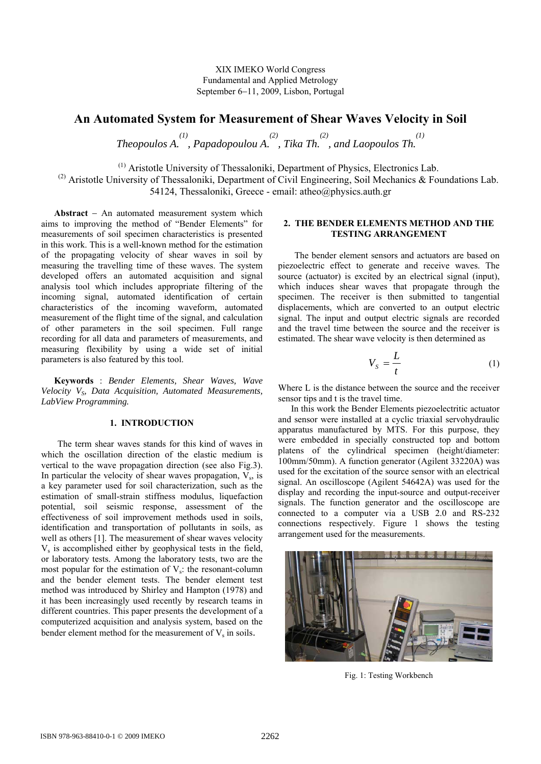XIX IMEKO World Congress
Fundamental and Applied Metrology
September 6−11, 2009, Lisbon, Portugal

# An Automated System for Measurement of Shear Waves Velocity in Soil

*Theopoulos A.* [(1)], *Papadopoulou A.* [(2)], *Tika Th.* [(2)], *and Laopoulos Th.* [(1)]

[(1)] Aristotle University of Thessaloniki, Department of Physics, Electronics Lab.
[(2)] Aristotle University of Thessaloniki, Department of Civil Engineering, Soil Mechanics & Foundations Lab.
54124, Thessaloniki, Greece - email: atheo@physics.auth.gr

**Abstract** − An automated measurement system which aims to improving the method of "Bender Elements" for measurements of soil specimen characteristics is presented in this work. This is a well-known method for the estimation of the propagating velocity of shear waves in soil by measuring the travelling time of these waves. The system developed offers an automated acquisition and signal analysis tool which includes appropriate filtering of the incoming signal, automated identification of certain characteristics of the incoming waveform, automated measurement of the flight time of the signal, and calculation of other parameters in the soil specimen. Full range recording for all data and parameters of measurements, and measuring flexibility by using a wide set of initial parameters is also featured by this tool.

**Keywords** : *Bender Elements, Shear Waves, Wave Velocity $V_S$, Data Acquisition, Automated Measurements, LabView Programming.*

## 1. INTRODUCTION

The term shear waves stands for this kind of waves in which the oscillation direction of the elastic medium is vertical to the wave propagation direction (see also Fig.3). In particular the velocity of shear waves propagation, $V_s$, is a key parameter used for soil characterization, such as the estimation of small-strain stiffness modulus, liquefaction potential, soil seismic response, assessment of the effectiveness of soil improvement methods used in soils, identification and transportation of pollutants in soils, as well as others [1]. The measurement of shear waves velocity $V_s$ is accomplished either by geophysical tests in the field, or laboratory tests. Among the laboratory tests, two are the most popular for the estimation of $V_s$: the resonant-column and the bender element tests. The bender element test method was introduced by Shirley and Hampton (1978) and it has been increasingly used recently by research teams in different countries. This paper presents the development of a computerized acquisition and analysis system, based on the bender element method for the measurement of $V_s$ in soils.

## 2. THE BENDER ELEMENTS METHOD AND THE TESTING ARRANGEMENT

The bender element sensors and actuators are based on piezoelectric effect to generate and receive waves. The source (actuator) is excited by an electrical signal (input), which induces shear waves that propagate through the specimen. The receiver is then submitted to tangential displacements, which are converted to an output electric signal. The input and output electric signals are recorded and the travel time between the source and the receiver is estimated. The shear wave velocity is then determined as

$$V_S = \frac{L}{t} \tag{1}$$

Where L is the distance between the source and the receiver sensor tips and t is the travel time.

In this work the Bender Elements piezoelectritic actuator and sensor were installed at a cyclic triaxial servohydraulic apparatus manufactured by MTS. For this purpose, they were embedded in specially constructed top and bottom platens of the cylindrical specimen (height/diameter: 100mm/50mm). A function generator (Agilent 33220A) was used for the excitation of the source sensor with an electrical signal. An oscilloscope (Agilent 54642A) was used for the display and recording the input-source and output-receiver signals. The function generator and the oscilloscope are connected to a computer via a USB 2.0 and RS-232 connections respectively. Figure 1 shows the testing arrangement used for the measurements.

Fig. 1: Testing Workbench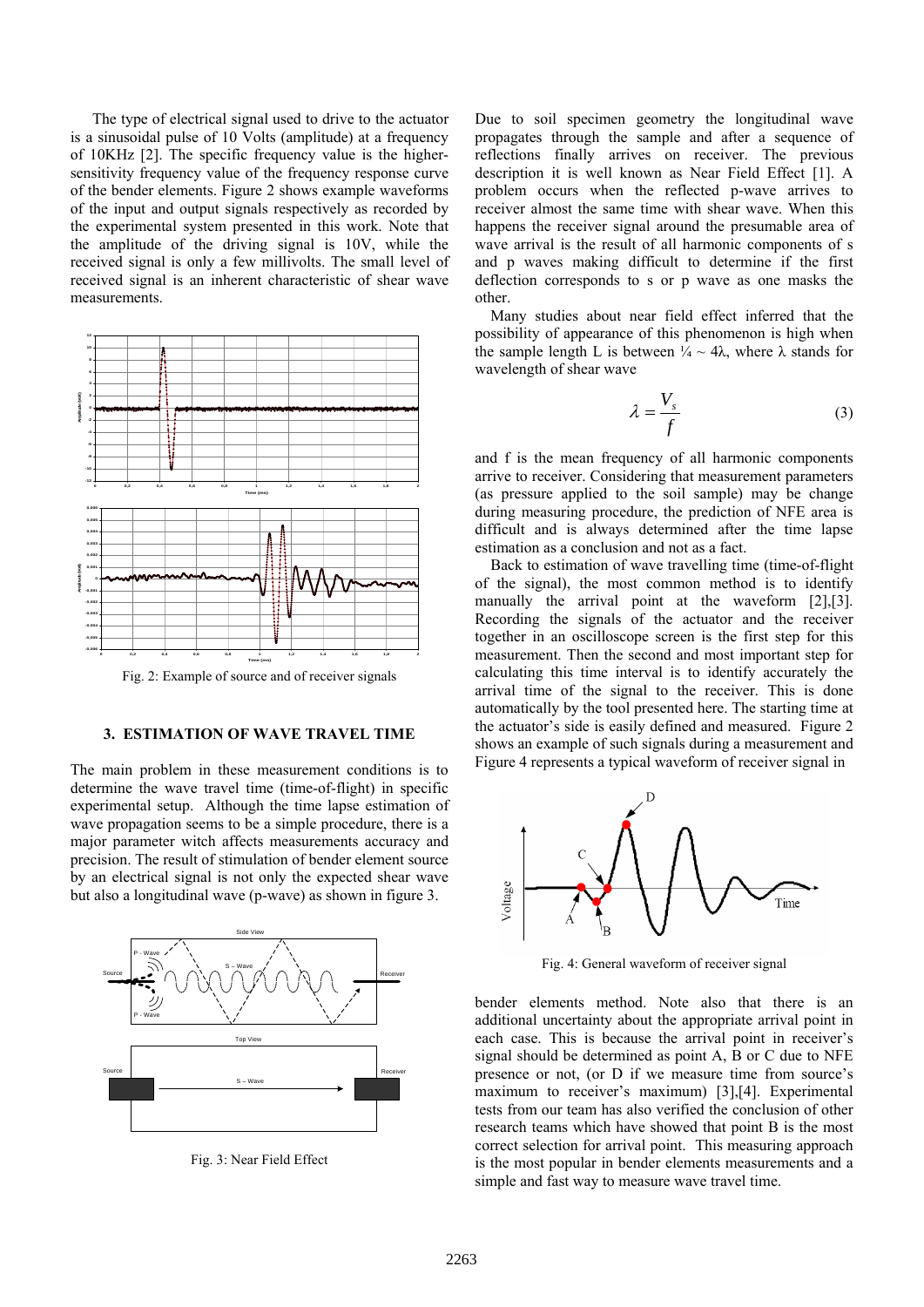The type of electrical signal used to drive to the actuator is a sinusoidal pulse of 10 Volts (amplitude) at a frequency of 10KHz [2]. The specific frequency value is the higher-sensitivity frequency value of the frequency response curve of the bender elements. Figure 2 shows example waveforms of the input and output signals respectively as recorded by the experimental system presented in this work. Note that the amplitude of the driving signal is 10V, while the received signal is only a few millivolts. The small level of received signal is an inherent characteristic of shear wave measurements.

Fig. 2: Example of source and of receiver signals

## 3. ESTIMATION OF WAVE TRAVEL TIME

The main problem in these measurement conditions is to determine the wave travel time (time-of-flight) in specific experimental setup. Although the time lapse estimation of wave propagation seems to be a simple procedure, there is a major parameter witch affects measurements accuracy and precision. The result of stimulation of bender element source by an electrical signal is not only the expected shear wave but also a longitudinal wave (p-wave) as shown in figure 3.

Fig. 3: Near Field Effect

Due to soil specimen geometry the longitudinal wave propagates through the sample and after a sequence of reflections finally arrives on receiver. The previous description it is well known as Near Field Effect [1]. A problem occurs when the reflected p-wave arrives to receiver almost the same time with shear wave. When this happens the receiver signal around the presumable area of wave arrival is the result of all harmonic components of s and p waves making difficult to determine if the first deflection corresponds to s or p wave as one masks the other.

Many studies about near field effect inferred that the possibility of appearance of this phenomenon is high when the sample length L is between ¼ ~ 4λ, where λ stands for wavelength of shear wave

$$\lambda = \frac{V_s}{f} \quad (3)$$

and f is the mean frequency of all harmonic components arrive to receiver. Considering that measurement parameters (as pressure applied to the soil sample) may be change during measuring procedure, the prediction of NFE area is difficult and is always determined after the time lapse estimation as a conclusion and not as a fact.

Back to estimation of wave travelling time (time-of-flight of the signal), the most common method is to identify manually the arrival point at the waveform [2],[3]. Recording the signals of the actuator and the receiver together in an oscilloscope screen is the first step for this measurement. Then the second and most important step for calculating this time interval is to identify accurately the arrival time of the signal to the receiver. This is done automatically by the tool presented here. The starting time at the actuator's side is easily defined and measured. Figure 2 shows an example of such signals during a measurement and Figure 4 represents a typical waveform of receiver signal in

Fig. 4: General waveform of receiver signal

bender elements method. Note also that there is an additional uncertainty about the appropriate arrival point in each case. This is because the arrival point in receiver's signal should be determined as point A, B or C due to NFE presence or not, (or D if we measure time from source's maximum to receiver's maximum) [3],[4]. Experimental tests from our team has also verified the conclusion of other research teams which have showed that point B is the most correct selection for arrival point. This measuring approach is the most popular in bender elements measurements and a simple and fast way to measure wave travel time.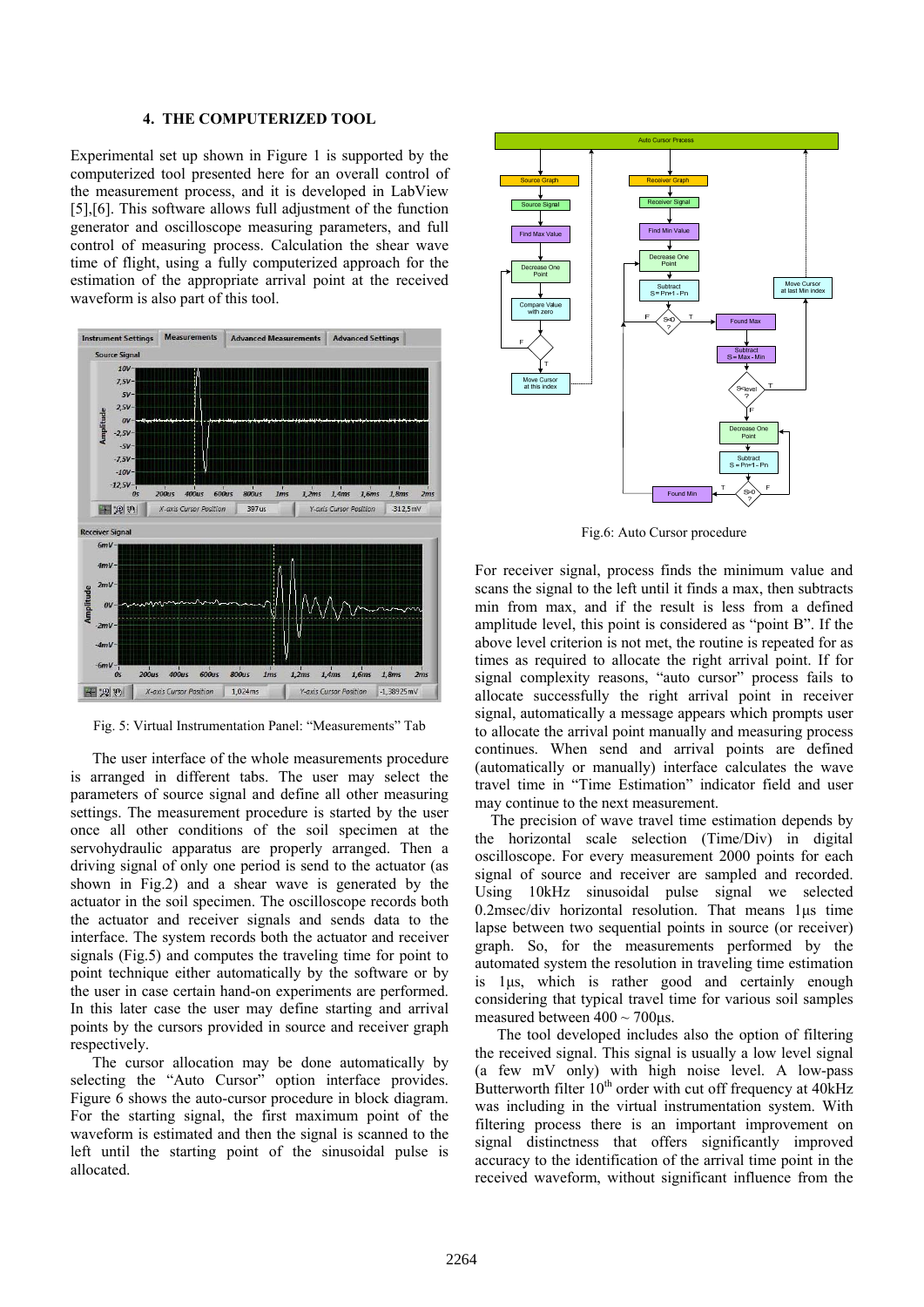### 4. THE COMPUTERIZED TOOL

Experimental set up shown in Figure 1 is supported by the computerized tool presented here for an overall control of the measurement process, and it is developed in LabView [5],[6]. This software allows full adjustment of the function generator and oscilloscope measuring parameters, and full control of measuring process. Calculation the shear wave time of flight, using a fully computerized approach for the estimation of the appropriate arrival point at the received waveform is also part of this tool.

Fig. 5: Virtual Instrumentation Panel: "Measurements" Tab

The user interface of the whole measurements procedure is arranged in different tabs. The user may select the parameters of source signal and define all other measuring settings. The measurement procedure is started by the user once all other conditions of the soil specimen at the servohydraulic apparatus are properly arranged. Then a driving signal of only one period is send to the actuator (as shown in Fig.2) and a shear wave is generated by the actuator in the soil specimen. The oscilloscope records both the actuator and receiver signals and sends data to the interface. The system records both the actuator and receiver signals (Fig.5) and computes the traveling time for point to point technique either automatically by the software or by the user in case certain hand-on experiments are performed. In this later case the user may define starting and arrival points by the cursors provided in source and receiver graph respectively.

The cursor allocation may be done automatically by selecting the "Auto Cursor" option interface provides. Figure 6 shows the auto-cursor procedure in block diagram. For the starting signal, the first maximum point of the waveform is estimated and then the signal is scanned to the left until the starting point of the sinusoidal pulse is allocated.

Fig.6: Auto Cursor procedure

For receiver signal, process finds the minimum value and scans the signal to the left until it finds a max, then subtracts min from max, and if the result is less from a defined amplitude level, this point is considered as "point B". If the above level criterion is not met, the routine is repeated for as times as required to allocate the right arrival point. If for signal complexity reasons, "auto cursor" process fails to allocate successfully the right arrival point in receiver signal, automatically a message appears which prompts user to allocate the arrival point manually and measuring process continues. When send and arrival points are defined (automatically or manually) interface calculates the wave travel time in "Time Estimation" indicator field and user may continue to the next measurement.

The precision of wave travel time estimation depends by the horizontal scale selection (Time/Div) in digital oscilloscope. For every measurement 2000 points for each signal of source and receiver are sampled and recorded. Using 10kHz sinusoidal pulse signal we selected 0.2msec/div horizontal resolution. That means 1μs time lapse between two sequential points in source (or receiver) graph. So, for the measurements performed by the automated system the resolution in traveling time estimation is 1μs, which is rather good and certainly enough considering that typical travel time for various soil samples measured between 400 ~ 700μs.

The tool developed includes also the option of filtering the received signal. This signal is usually a low level signal (a few mV only) with high noise level. A low-pass Butterworth filter $10^{th}$ order with cut off frequency at 40kHz was including in the virtual instrumentation system. With filtering process there is an important improvement on signal distinctness that offers significantly improved accuracy to the identification of the arrival time point in the received waveform, without significant influence from the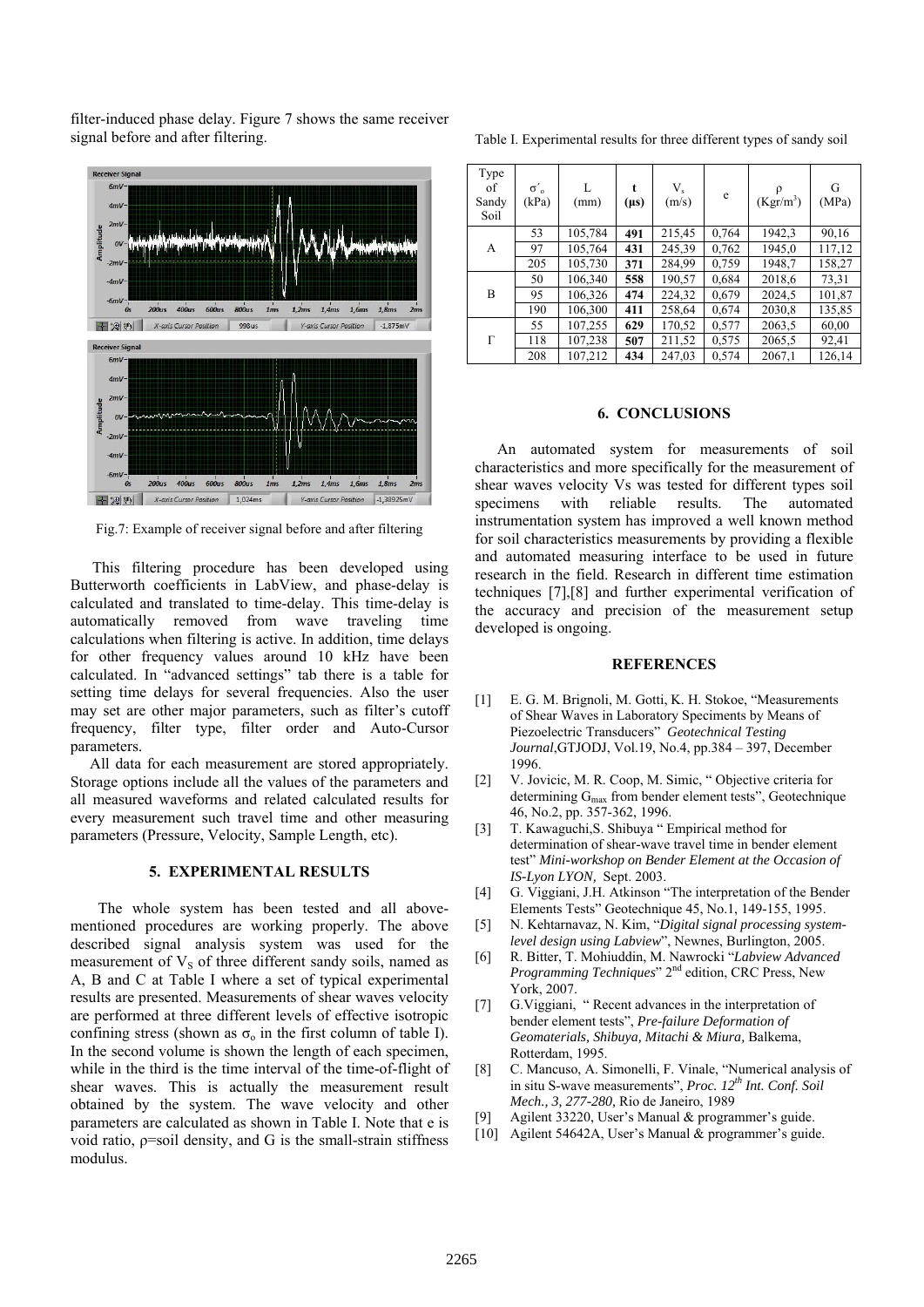filter-induced phase delay. Figure 7 shows the same receiver signal before and after filtering.

Receiver Signal

6mV
4mV
2mV
0V
-2mV
-4mV
-6mV
Amplitude
0s 200us 400us 600us 800us 1ms 1,2ms 1,4ms 1,6ms 1,8ms 2ms
X-axis Cursor Position 998us Y-axis Cursor Position -1,875mV

Receiver Signal

6mV
4mV
2mV
0V
-2mV
-4mV
-6mV
Amplitude
0s 200us 400us 600us 800us 1ms 1,2ms 1,4ms 1,6ms 1,8ms 2ms
X-axis Cursor Position 1,024ms Y-axis Cursor Position -1,38925mV

Fig.7: Example of receiver signal before and after filtering

This filtering procedure has been developed using Butterworth coefficients in LabView, and phase-delay is calculated and translated to time-delay. This time-delay is automatically removed from wave traveling time calculations when filtering is active. In addition, time delays for other frequency values around 10 kHz have been calculated. In "advanced settings" tab there is a table for setting time delays for several frequencies. Also the user may set are other major parameters, such as filter's cutoff frequency, filter type, filter order and Auto-Cursor parameters.

All data for each measurement are stored appropriately. Storage options include all the values of the parameters and all measured waveforms and related calculated results for every measurement such travel time and other measuring parameters (Pressure, Velocity, Sample Length, etc).

## 5. EXPERIMENTAL RESULTS

The whole system has been tested and all above-mentioned procedures are working properly. The above described signal analysis system was used for the measurement of $V_S$ of three different sandy soils, named as A, B and C at Table I where a set of typical experimental results are presented. Measurements of shear waves velocity are performed at three different levels of effective isotropic confining stress (shown as $\sigma_o$ in the first column of table I). In the second volume is shown the length of each specimen, while in the third is the time interval of the time-of-flight of shear waves. This is actually the measurement result obtained by the system. The wave velocity and other parameters are calculated as shown in Table I. Note that e is void ratio, ρ=soil density, and G is the small-strain stiffness modulus.

Table I. Experimental results for three different types of sandy soil

| Type of Sandy Soil | $\sigma'_o$ (kPa) | L (mm) | **t (μs)** | $V_s$ (m/s) | e | ρ (Kgr/m$^3$) | G (MPa) |
|---|---|---|---|---|---|---|---|
| A | 53 | 105,784 | **491** | 215,45 | 0,764 | 1942,3 | 90,16 |
| | 97 | 105,764 | **431** | 245,39 | 0,762 | 1945,0 | 117,12 |
| | 205 | 105,730 | **371** | 284,99 | 0,759 | 1948,7 | 158,27 |
| B | 50 | 106,340 | **558** | 190,57 | 0,684 | 2018,6 | 73,31 |
| | 95 | 106,326 | **474** | 224,32 | 0,679 | 2024,5 | 101,87 |
| | 190 | 106,300 | **411** | 258,64 | 0,674 | 2030,8 | 135,85 |
| Γ | 55 | 107,255 | **629** | 170,52 | 0,577 | 2063,5 | 60,00 |
| | 118 | 107,238 | **507** | 211,52 | 0,575 | 2065,5 | 92,41 |
| | 208 | 107,212 | **434** | 247,03 | 0,574 | 2067,1 | 126,14 |

## 6. CONCLUSIONS

An automated system for measurements of soil characteristics and more specifically for the measurement of shear waves velocity Vs was tested for different types soil specimens with reliable results. The automated instrumentation system has improved a well known method for soil characteristics measurements by providing a flexible and automated measuring interface to be used in future research in the field. Research in different time estimation techniques [7],[8] and further experimental verification of the accuracy and precision of the measurement setup developed is ongoing.

## REFERENCES

[1] E. G. M. Brignoli, M. Gotti, K. H. Stokoe, "Measurements of Shear Waves in Laboratory Speciments by Means of Piezoelectric Transducers" *Geotechnical Testing Journal*,GTJODJ, Vol.19, No.4, pp.384 – 397, December 1996.

[2] V. Jovicic, M. R. Coop, M. Simic, " Objective criteria for determining $G_{max}$ from bender element tests", Geotechnique 46, No.2, pp. 357-362, 1996.

[3] T. Kawaguchi,S. Shibuya " Empirical method for determination of shear-wave travel time in bender element test" *Mini-workshop on Bender Element at the Occasion of IS-Lyon LYON,* Sept. 2003.

[4] G. Viggiani, J.H. Atkinson "The interpretation of the Bender Elements Tests" Geotechnique 45, No.1, 149-155, 1995.

[5] N. Kehtarnavaz, N. Kim, "*Digital signal processing system-level design using Labview*", Newnes, Burlington, 2005.

[6] R. Bitter, T. Mohiuddin, M. Nawrocki "*Labview Advanced Programming Techniques*" 2nd edition, CRC Press, New York, 2007.

[7] G.Viggiani, " Recent advances in the interpretation of bender element tests", *Pre-failure Deformation of Geomaterials, Shibuya, Mitachi & Miura,* Balkema, Rotterdam, 1995.

[8] C. Mancuso, A. Simonelli, F. Vinale, "Numerical analysis of in situ S-wave measurements", *Proc. 12th Int. Conf. Soil Mech., 3, 277-280,* Rio de Janeiro, 1989

[9] Agilent 33220, User's Manual & programmer's guide.

[10] Agilent 54642A, User's Manual & programmer's guide.